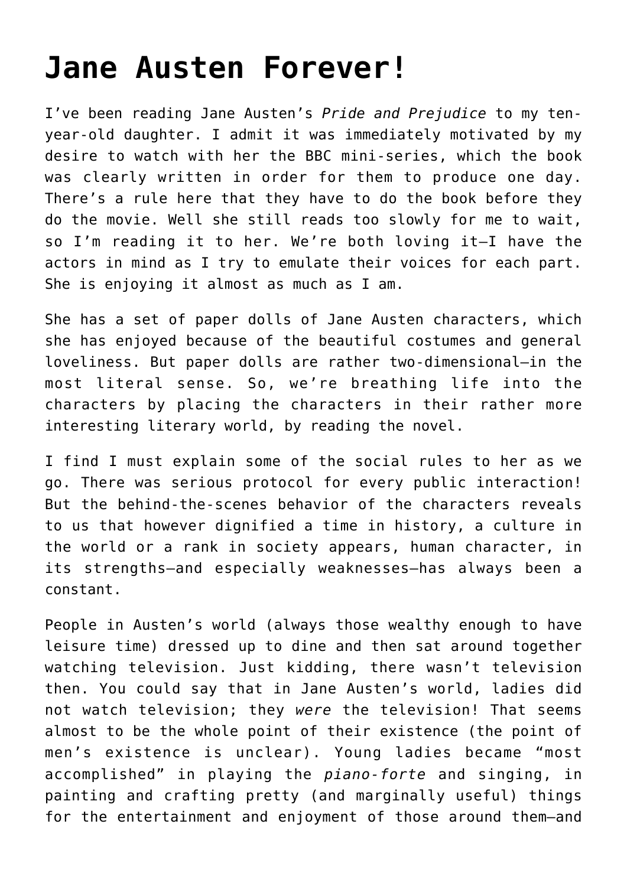# Jane Austen Forever!

I've been reading Jane Austen's *Pride and Prejudice* to my ten-year-old daughter. I admit it was immediately motivated by my desire to watch with her the BBC mini-series, which the book was clearly written in order for them to produce one day. There's a rule here that they have to do the book before they do the movie. Well she still reads too slowly for me to wait, so I'm reading it to her. We're both loving it—I have the actors in mind as I try to emulate their voices for each part. She is enjoying it almost as much as I am.

She has a set of paper dolls of Jane Austen characters, which she has enjoyed because of the beautiful costumes and general loveliness. But paper dolls are rather two-dimensional—in the most literal sense. So, we're breathing life into the characters by placing the characters in their rather more interesting literary world, by reading the novel.

I find I must explain some of the social rules to her as we go. There was serious protocol for every public interaction! But the behind-the-scenes behavior of the characters reveals to us that however dignified a time in history, a culture in the world or a rank in society appears, human character, in its strengths—and especially weaknesses—has always been a constant.

People in Austen's world (always those wealthy enough to have leisure time) dressed up to dine and then sat around together watching television. Just kidding, there wasn't television then. You could say that in Jane Austen's world, ladies did not watch television; they *were* the television! That seems almost to be the whole point of their existence (the point of men's existence is unclear). Young ladies became "most accomplished" in playing the *piano-forte* and singing, in painting and crafting pretty (and marginally useful) things for the entertainment and enjoyment of those around them—and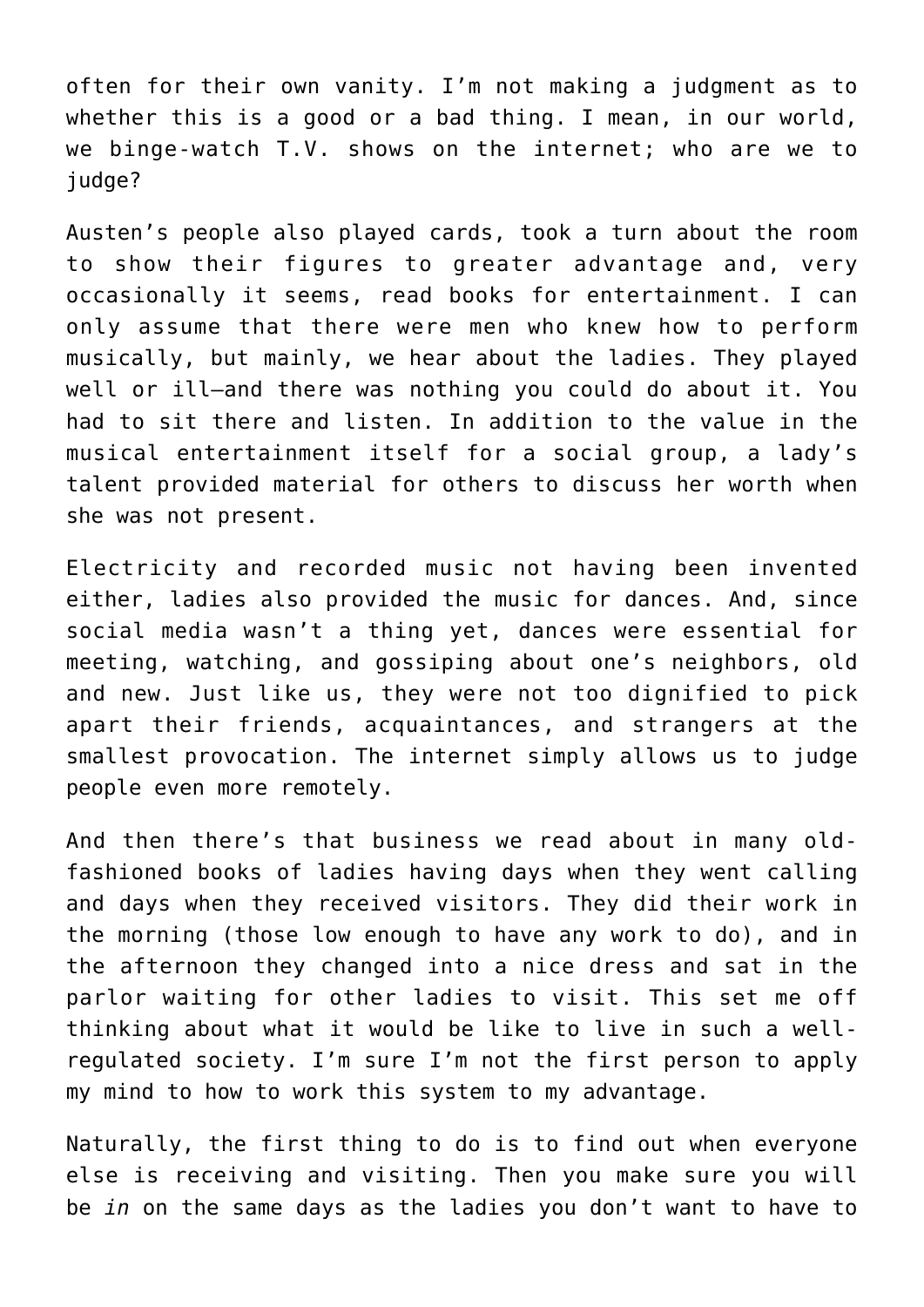often for their own vanity. I'm not making a judgment as to whether this is a good or a bad thing. I mean, in our world, we binge-watch T.V. shows on the internet; who are we to judge?

Austen's people also played cards, took a turn about the room to show their figures to greater advantage and, very occasionally it seems, read books for entertainment. I can only assume that there were men who knew how to perform musically, but mainly, we hear about the ladies. They played well or ill—and there was nothing you could do about it. You had to sit there and listen. In addition to the value in the musical entertainment itself for a social group, a lady's talent provided material for others to discuss her worth when she was not present.

Electricity and recorded music not having been invented either, ladies also provided the music for dances. And, since social media wasn't a thing yet, dances were essential for meeting, watching, and gossiping about one's neighbors, old and new. Just like us, they were not too dignified to pick apart their friends, acquaintances, and strangers at the smallest provocation. The internet simply allows us to judge people even more remotely.

And then there's that business we read about in many old-fashioned books of ladies having days when they went calling and days when they received visitors. They did their work in the morning (those low enough to have any work to do), and in the afternoon they changed into a nice dress and sat in the parlor waiting for other ladies to visit. This set me off thinking about what it would be like to live in such a well-regulated society. I'm sure I'm not the first person to apply my mind to how to work this system to my advantage.

Naturally, the first thing to do is to find out when everyone else is receiving and visiting. Then you make sure you will be *in* on the same days as the ladies you don't want to have to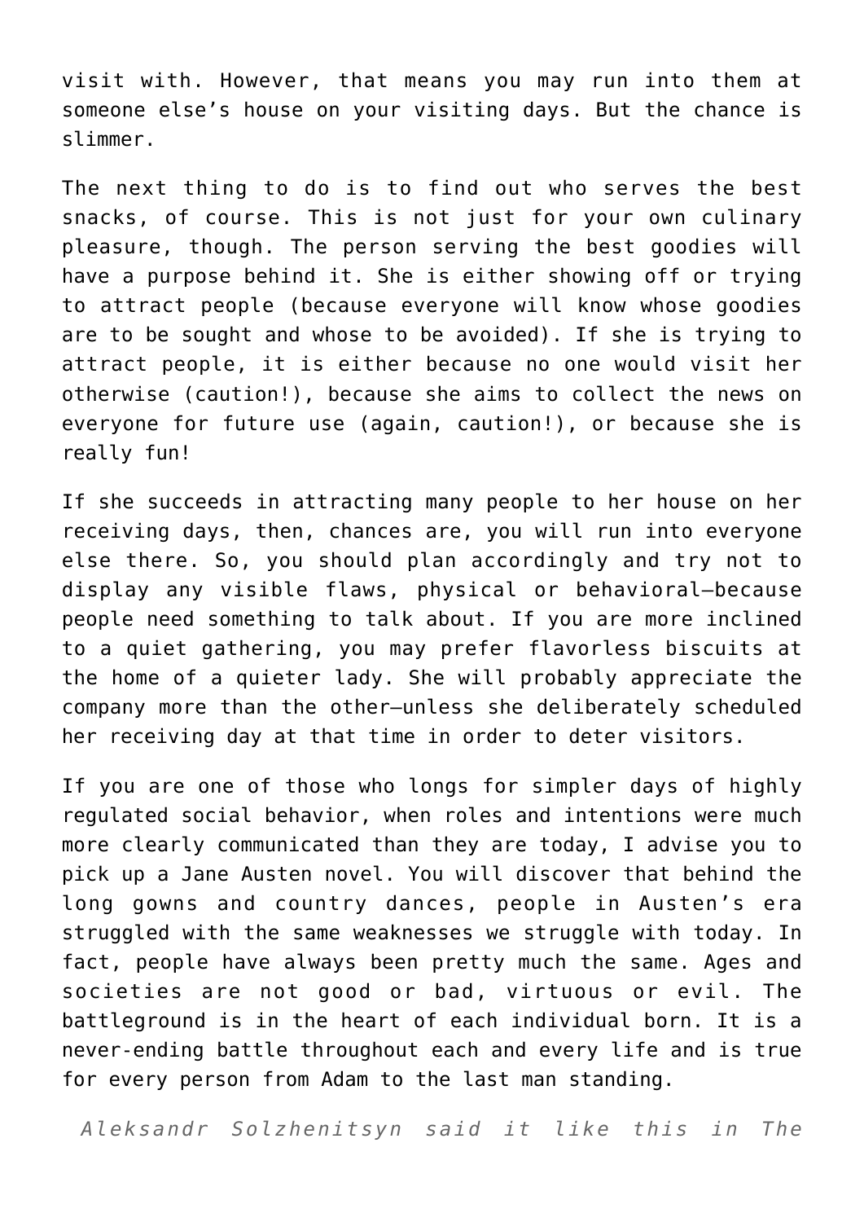visit with. However, that means you may run into them at someone else's house on your visiting days. But the chance is slimmer.

The next thing to do is to find out who serves the best snacks, of course. This is not just for your own culinary pleasure, though. The person serving the best goodies will have a purpose behind it. She is either showing off or trying to attract people (because everyone will know whose goodies are to be sought and whose to be avoided). If she is trying to attract people, it is either because no one would visit her otherwise (caution!), because she aims to collect the news on everyone for future use (again, caution!), or because she is really fun!

If she succeeds in attracting many people to her house on her receiving days, then, chances are, you will run into everyone else there. So, you should plan accordingly and try not to display any visible flaws, physical or behavioral—because people need something to talk about. If you are more inclined to a quiet gathering, you may prefer flavorless biscuits at the home of a quieter lady. She will probably appreciate the company more than the other—unless she deliberately scheduled her receiving day at that time in order to deter visitors.

If you are one of those who longs for simpler days of highly regulated social behavior, when roles and intentions were much more clearly communicated than they are today, I advise you to pick up a Jane Austen novel. You will discover that behind the long gowns and country dances, people in Austen's era struggled with the same weaknesses we struggle with today. In fact, people have always been pretty much the same. Ages and societies are not good or bad, virtuous or evil. The battleground is in the heart of each individual born. It is a never-ending battle throughout each and every life and is true for every person from Adam to the last man standing.

*Aleksandr Solzhenitsyn said it like this in The*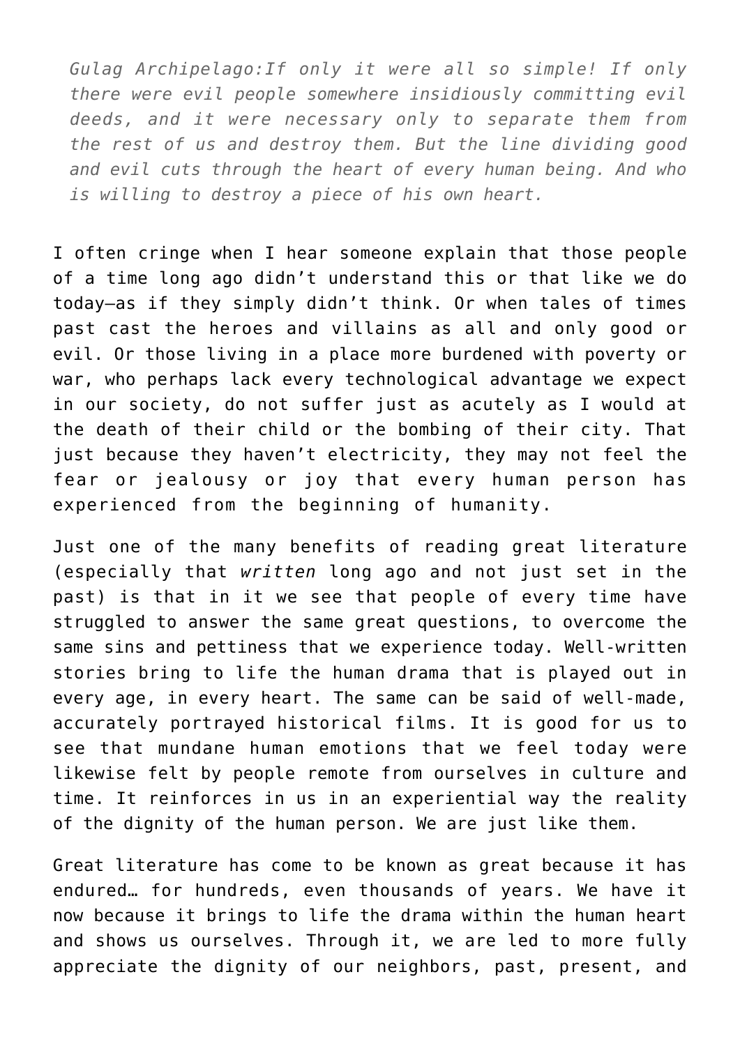> *Gulag Archipelago:If only it were all so simple! If only there were evil people somewhere insidiously committing evil deeds, and it were necessary only to separate them from the rest of us and destroy them. But the line dividing good and evil cuts through the heart of every human being. And who is willing to destroy a piece of his own heart.*

I often cringe when I hear someone explain that those people of a time long ago didn't understand this or that like we do today—as if they simply didn't think. Or when tales of times past cast the heroes and villains as all and only good or evil. Or those living in a place more burdened with poverty or war, who perhaps lack every technological advantage we expect in our society, do not suffer just as acutely as I would at the death of their child or the bombing of their city. That just because they haven't electricity, they may not feel the fear or jealousy or joy that every human person has experienced from the beginning of humanity.

Just one of the many benefits of reading great literature (especially that *written* long ago and not just set in the past) is that in it we see that people of every time have struggled to answer the same great questions, to overcome the same sins and pettiness that we experience today. Well-written stories bring to life the human drama that is played out in every age, in every heart. The same can be said of well-made, accurately portrayed historical films. It is good for us to see that mundane human emotions that we feel today were likewise felt by people remote from ourselves in culture and time. It reinforces in us in an experiential way the reality of the dignity of the human person. We are just like them.

Great literature has come to be known as great because it has endured… for hundreds, even thousands of years. We have it now because it brings to life the drama within the human heart and shows us ourselves. Through it, we are led to more fully appreciate the dignity of our neighbors, past, present, and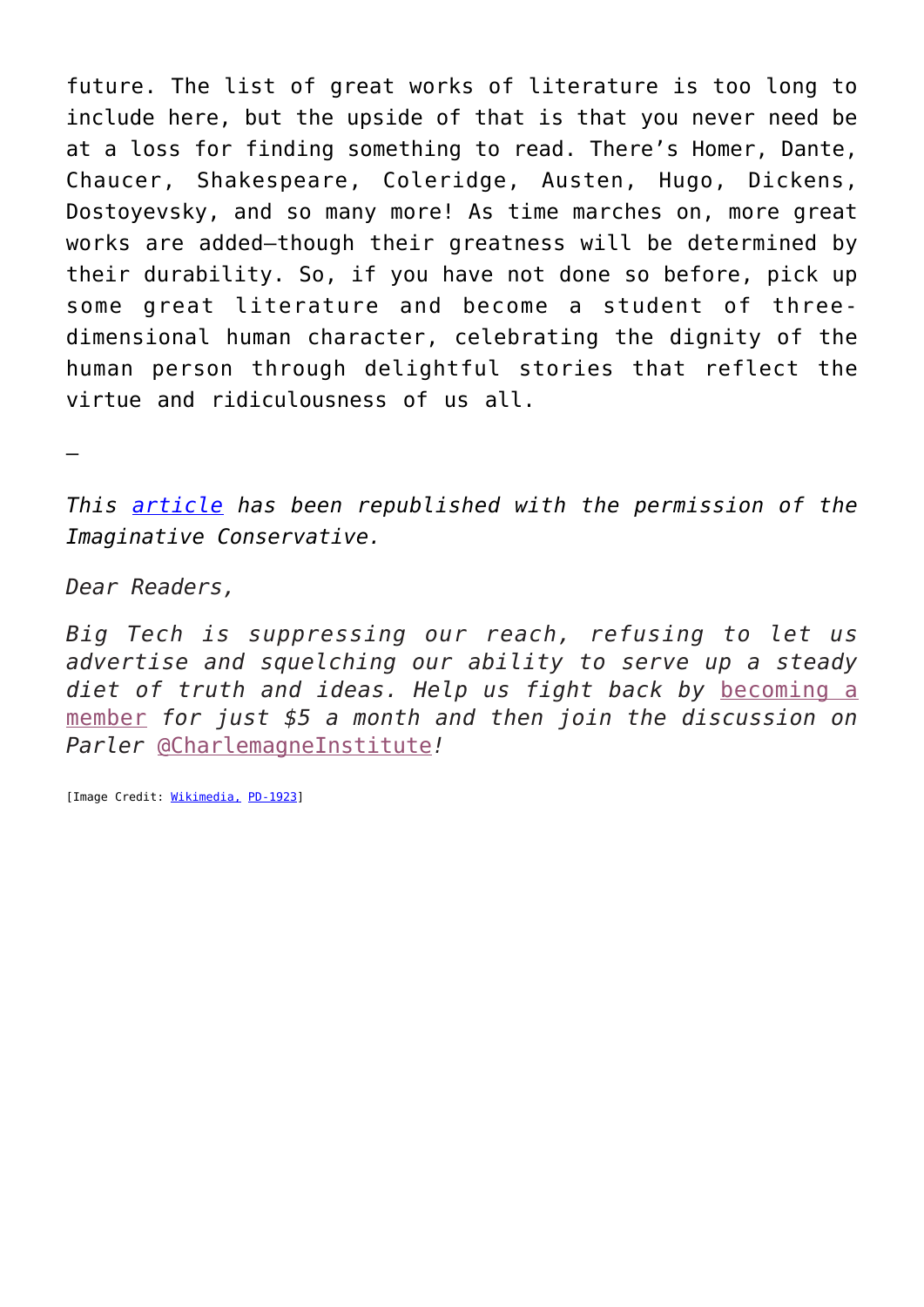future. The list of great works of literature is too long to include here, but the upside of that is that you never need be at a loss for finding something to read. There's Homer, Dante, Chaucer, Shakespeare, Coleridge, Austen, Hugo, Dickens, Dostoyevsky, and so many more! As time marches on, more great works are added—though their greatness will be determined by their durability. So, if you have not done so before, pick up some great literature and become a student of three-dimensional human character, celebrating the dignity of the human person through delightful stories that reflect the virtue and ridiculousness of us all.

—

*This article has been republished with the permission of the Imaginative Conservative.*

*Dear Readers,*

*Big Tech is suppressing our reach, refusing to let us advertise and squelching our ability to serve up a steady diet of truth and ideas. Help us fight back by becoming a member for just $5 a month and then join the discussion on Parler @CharlemagneInstitute!*

[Image Credit: Wikimedia, PD-1923]